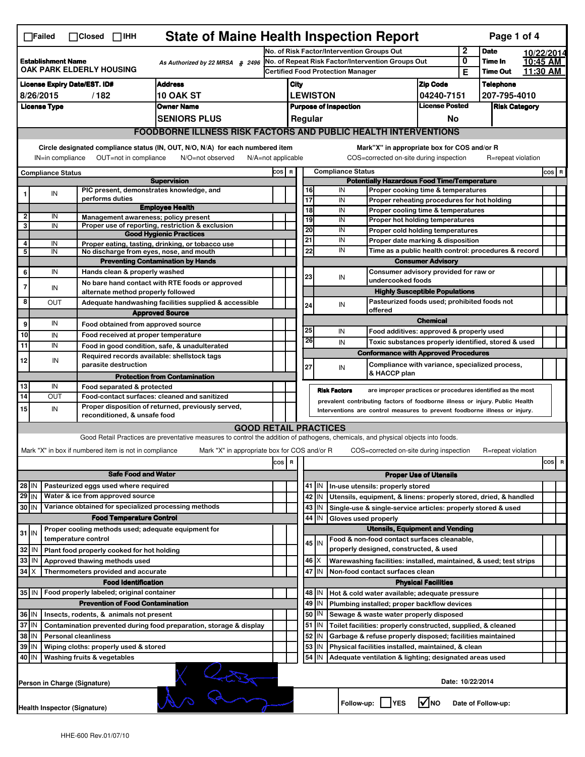☐Failed ☐Closed ☐IHH

# State of Maine Health Inspection Report

| | | | |
|---|---|---|---|
| **Establishment Name** OAK PARK ELDERLY HOUSING | As Authorized by 22 MRSA § 2496 | No. of Risk Factor/Intervention Groups Out: 2 | **Date** 10/22/2014 |
| | | No. of Repeat Risk Factor/Intervention Groups Out: 0 | **Time In** 10:45 AM |
| | | Certified Food Protection Manager: E | **Time Out** 11:30 AM |

| License Expiry Date/EST. ID# | Address | City | Zip Code | Telephone |
|---|---|---|---|---|
| 8/26/2015 / 182 | 10 OAK ST | LEWISTON | 04240-7151 | 207-795-4010 |

| License Type | Owner Name | Purpose of Inspection | License Posted | Risk Category |
|---|---|---|---|---|
| | SENIORS PLUS | Regular | No | |

## FOODBORNE ILLNESS RISK FACTORS AND PUBLIC HEALTH INTERVENTIONS

Circle designated compliance status (IN, OUT, N/O, N/A) for each numbered item — IN=in compliance OUT=not in compliance N/O=not observed N/A=not applicable

Mark "X" in appropriate box for COS and/or R — COS=corrected on-site during inspection R=repeat violation

| # | Compliance Status | Item | COS | R |
|---|---|---|---|---|
| | | **Supervision** | | |
| 1 | IN | PIC present, demonstrates knowledge, and performs duties | | |
| | | **Employee Health** | | |
| 2 | IN | Management awareness; policy present | | |
| 3 | IN | Proper use of reporting, restriction & exclusion | | |
| | | **Good Hygienic Practices** | | |
| 4 | IN | Proper eating, tasting, drinking, or tobacco use | | |
| 5 | IN | No discharge from eyes, nose, and mouth | | |
| | | **Preventing Contamination by Hands** | | |
| 6 | IN | Hands clean & properly washed | | |
| 7 | IN | No bare hand contact with RTE foods or approved alternate method properly followed | | |
| 8 | OUT | Adequate handwashing facilities supplied & accessible | | |
| | | **Approved Source** | | |
| 9 | IN | Food obtained from approved source | | |
| 10 | IN | Food received at proper temperature | | |
| 11 | IN | Food in good condition, safe, & unadulterated | | |
| 12 | IN | Required records available: shellstock tags parasite destruction | | |
| | | **Protection from Contamination** | | |
| 13 | IN | Food separated & protected | | |
| 14 | OUT | Food-contact surfaces: cleaned and sanitized | | |
| 15 | IN | Proper disposition of returned, previously served, reconditioned, & unsafe food | | |
| | | **Potentially Hazardous Food Time/Temperature** | | |
| 16 | IN | Proper cooking time & temperatures | | |
| 17 | IN | Proper reheating procedures for hot holding | | |
| 18 | IN | Proper cooling time & temperatures | | |
| 19 | IN | Proper hot holding temperatures | | |
| 20 | IN | Proper cold holding temperatures | | |
| 21 | IN | Proper date marking & disposition | | |
| 22 | IN | Time as a public health control: procedures & record | | |
| | | **Consumer Advisory** | | |
| 23 | IN | Consumer advisory provided for raw or undercooked foods | | |
| | | **Highly Susceptible Populations** | | |
| 24 | IN | Pasteurized foods used; prohibited foods not offered | | |
| | | **Chemical** | | |
| 25 | IN | Food additives: approved & properly used | | |
| 26 | IN | Toxic substances properly identified, stored & used | | |
| | | **Conformance with Approved Procedures** | | |
| 27 | IN | Compliance with variance, specialized process, & HACCP plan | | |

**Risk Factors** are improper practices or procedures identified as the most prevalent contributing factors of foodborne illness or injury. Public Health Interventions are control measures to prevent foodborne illness or injury.

## GOOD RETAIL PRACTICES

Good Retail Practices are preventative measures to control the addition of pathogens, chemicals, and physical objects into foods.

Mark "X" in box if numbered item is not in compliance — Mark "X" in appropriate box for COS and/or R — COS=corrected on-site during inspection R=repeat violation

| # | Status | Item | COS | R |
|---|---|---|---|---|
| | | **Safe Food and Water** | | |
| 28 | IN | Pasteurized eggs used where required | | |
| 29 | IN | Water & ice from approved source | | |
| 30 | IN | Variance obtained for specialized processing methods | | |
| | | **Food Temperature Control** | | |
| 31 | IN | Proper cooling methods used; adequate equipment for temperature control | | |
| 32 | IN | Plant food properly cooked for hot holding | | |
| 33 | IN | Approved thawing methods used | | |
| 34 | X | Thermometers provided and accurate | | |
| | | **Food Identification** | | |
| 35 | IN | Food properly labeled; original container | | |
| | | **Prevention of Food Contamination** | | |
| 36 | IN | Insects, rodents, & animals not present | | |
| 37 | IN | Contamination prevented during food preparation, storage & display | | |
| 38 | IN | Personal cleanliness | | |
| 39 | IN | Wiping cloths: properly used & stored | | |
| 40 | IN | Washing fruits & vegetables | | |
| | | **Proper Use of Utensils** | | |
| 41 | IN | In-use utensils: properly stored | | |
| 42 | IN | Utensils, equipment, & linens: properly stored, dried, & handled | | |
| 43 | IN | Single-use & single-service articles: properly stored & used | | |
| 44 | IN | Gloves used properly | | |
| | | **Utensils, Equipment and Vending** | | |
| 45 | IN | Food & non-food contact surfaces cleanable, properly designed, constructed, & used | | |
| 46 | X | Warewashing facilities: installed, maintained, & used; test strips | | |
| 47 | IN | Non-food contact surfaces clean | | |
| | | **Physical Facilities** | | |
| 48 | IN | Hot & cold water available; adequate pressure | | |
| 49 | IN | Plumbing installed; proper backflow devices | | |
| 50 | IN | Sewage & waste water properly disposed | | |
| 51 | IN | Toilet facilities: properly constructed, supplied, & cleaned | | |
| 52 | IN | Garbage & refuse properly disposed; facilities maintained | | |
| 53 | IN | Physical facilities installed, maintained, & clean | | |
| 54 | IN | Adequate ventilation & lighting; designated areas used | | |

Person in Charge (Signature): [signature] — Date: 10/22/2014

Health Inspector (Signature): [signature] — Follow-up: ☐YES ☑NO — Date of Follow-up:

HHE-600 Rev.01/07/10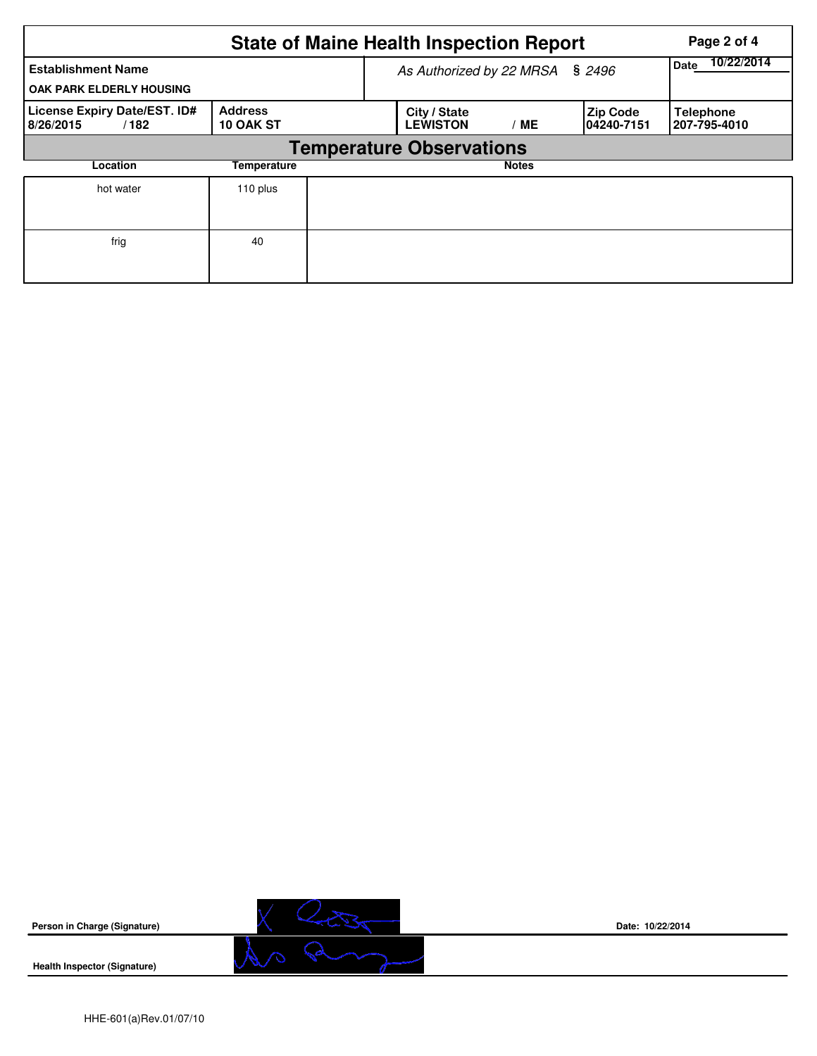# State of Maine Health Inspection Report

| Establishment Name | | As Authorized by 22 MRSA § 2496 | | | Date 10/22/2014 |
|---|---|---|---|---|---|
| OAK PARK ELDERLY HOUSING | | | | | |
| License Expiry Date/EST. ID# | Address | City / State | | Zip Code | Telephone |
| 8/26/2015 / 182 | 10 OAK ST | LEWISTON | / ME | 04240-7151 | 207-795-4010 |

## Temperature Observations

| Location | Temperature | Notes |
|---|---|---|
| hot water | 110 plus | |
| frig | 40 | |

**Person in Charge (Signature)**

**Date:** 10/22/2014

**Health Inspector (Signature)**

HHE-601(a)Rev.01/07/10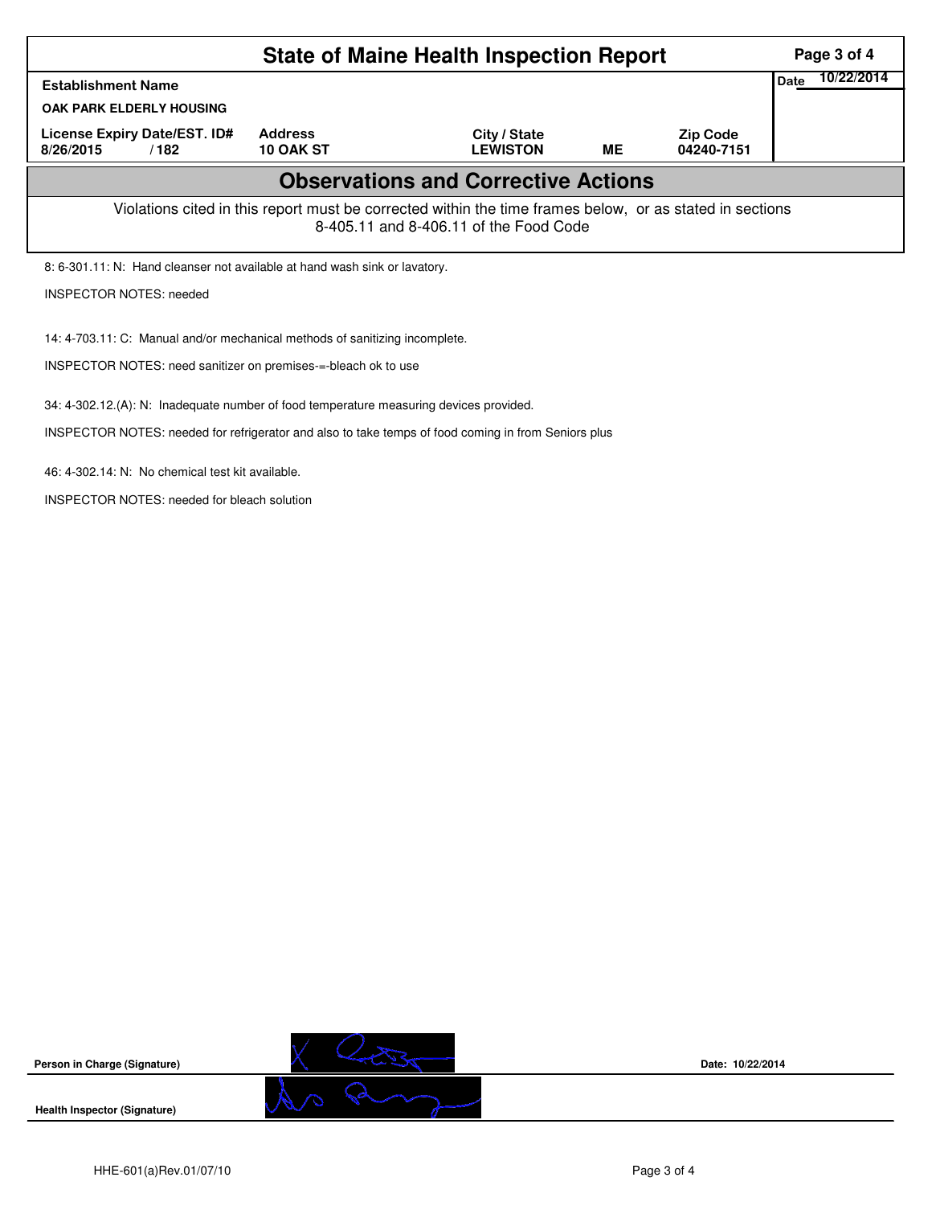# State of Maine Health Inspection Report

| Establishment Name | | | | | Date 10/22/2014 |
|---|---|---|---|---|---|
| OAK PARK ELDERLY HOUSING | | | | | |
| License Expiry Date/EST. ID# | | Address | City / State | | Zip Code |
| 8/26/2015 | / 182 | 10 OAK ST | LEWISTON | ME | 04240-7151 |

## Observations and Corrective Actions

Violations cited in this report must be corrected within the time frames below, or as stated in sections 8-405.11 and 8-406.11 of the Food Code

8: 6-301.11: N: Hand cleanser not available at hand wash sink or lavatory.

INSPECTOR NOTES: needed

14: 4-703.11: C: Manual and/or mechanical methods of sanitizing incomplete.

INSPECTOR NOTES: need sanitizer on premises-=-bleach ok to use

34: 4-302.12.(A): N: Inadequate number of food temperature measuring devices provided.

INSPECTOR NOTES: needed for refrigerator and also to take temps of food coming in from Seniors plus

46: 4-302.14: N: No chemical test kit available.

INSPECTOR NOTES: needed for bleach solution

**Person in Charge (Signature)**

Date: 10/22/2014

**Health Inspector (Signature)**

HHE-601(a)Rev.01/07/10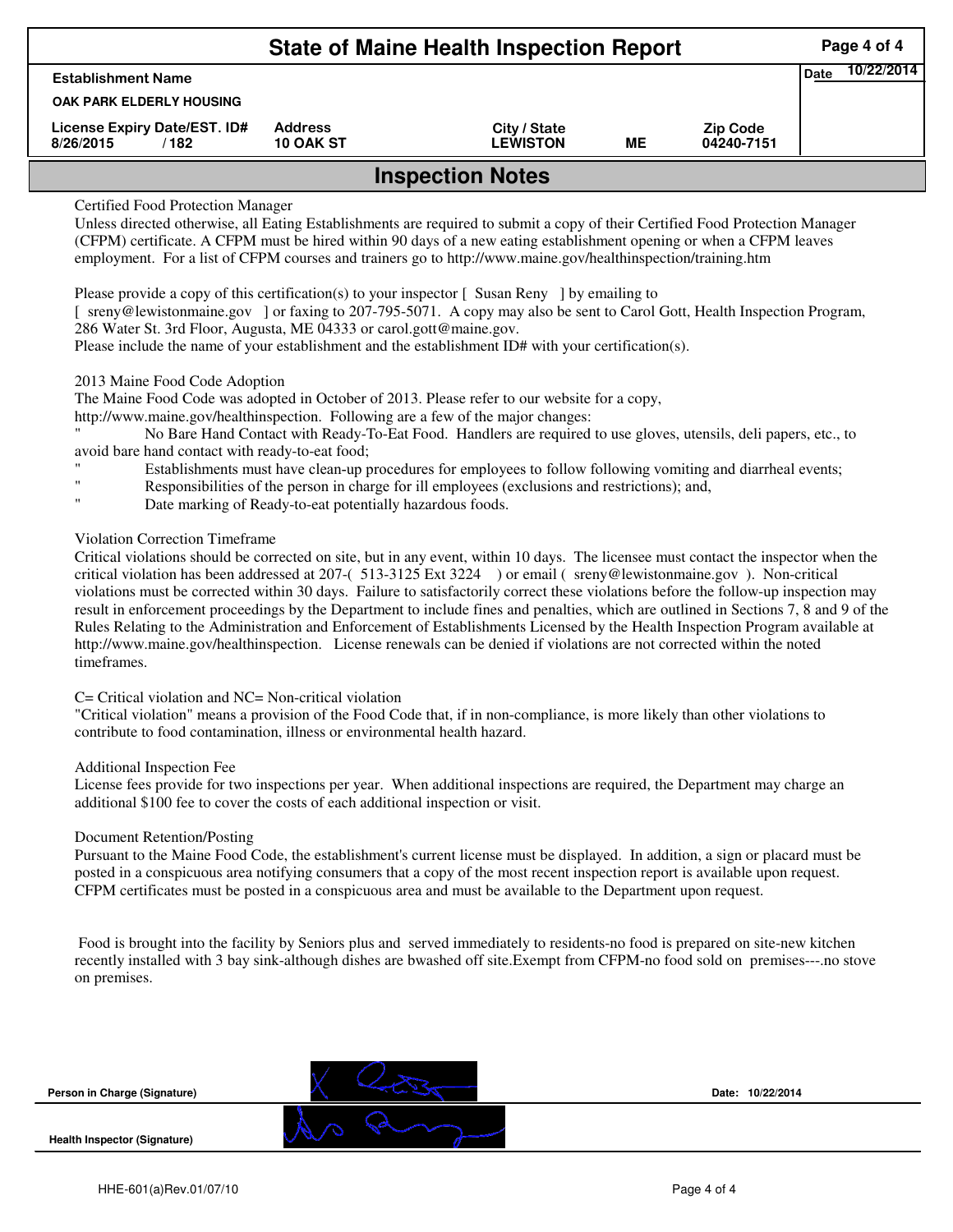# State of Maine Health Inspection Report

| Establishment Name | | | | | Date 10/22/2014 |
|---|---|---|---|---|---|
| OAK PARK ELDERLY HOUSING | | | | | |
| License Expiry Date/EST. ID# | Address | City / State | | Zip Code | |
| 8/26/2015 / 182 | 10 OAK ST | LEWISTON | ME | 04240-7151 | |

## Inspection Notes

Certified Food Protection Manager

Unless directed otherwise, all Eating Establishments are required to submit a copy of their Certified Food Protection Manager (CFPM) certificate. A CFPM must be hired within 90 days of a new eating establishment opening or when a CFPM leaves employment. For a list of CFPM courses and trainers go to http://www.maine.gov/healthinspection/training.htm

Please provide a copy of this certification(s) to your inspector [ Susan Reny ] by emailing to [ sreny@lewistonmaine.gov ] or faxing to 207-795-5071. A copy may also be sent to Carol Gott, Health Inspection Program, 286 Water St. 3rd Floor, Augusta, ME 04333 or carol.gott@maine.gov.

Please include the name of your establishment and the establishment ID# with your certification(s).

2013 Maine Food Code Adoption

The Maine Food Code was adopted in October of 2013. Please refer to our website for a copy, http://www.maine.gov/healthinspection. Following are a few of the major changes:

" No Bare Hand Contact with Ready-To-Eat Food. Handlers are required to use gloves, utensils, deli papers, etc., to avoid bare hand contact with ready-to-eat food;

" Establishments must have clean-up procedures for employees to follow following vomiting and diarrheal events;

" Responsibilities of the person in charge for ill employees (exclusions and restrictions); and,

" Date marking of Ready-to-eat potentially hazardous foods.

Violation Correction Timeframe

Critical violations should be corrected on site, but in any event, within 10 days. The licensee must contact the inspector when the critical violation has been addressed at 207-( 513-3125 Ext 3224 ) or email ( sreny@lewistonmaine.gov ). Non-critical violations must be corrected within 30 days. Failure to satisfactorily correct these violations before the follow-up inspection may result in enforcement proceedings by the Department to include fines and penalties, which are outlined in Sections 7, 8 and 9 of the Rules Relating to the Administration and Enforcement of Establishments Licensed by the Health Inspection Program available at http://www.maine.gov/healthinspection. License renewals can be denied if violations are not corrected within the noted timeframes.

C= Critical violation and NC= Non-critical violation

"Critical violation" means a provision of the Food Code that, if in non-compliance, is more likely than other violations to contribute to food contamination, illness or environmental health hazard.

Additional Inspection Fee

License fees provide for two inspections per year. When additional inspections are required, the Department may charge an additional $100 fee to cover the costs of each additional inspection or visit.

Document Retention/Posting

Pursuant to the Maine Food Code, the establishment's current license must be displayed. In addition, a sign or placard must be posted in a conspicuous area notifying consumers that a copy of the most recent inspection report is available upon request. CFPM certificates must be posted in a conspicuous area and must be available to the Department upon request.

Food is brought into the facility by Seniors plus and served immediately to residents-no food is prepared on site-new kitchen recently installed with 3 bay sink-although dishes are bwashed off site.Exempt from CFPM-no food sold on premises---.no stove on premises.

Person in Charge (Signature) &nbsp;&nbsp;&nbsp;&nbsp; Date: 10/22/2014

Health Inspector (Signature)

HHE-601(a)Rev.01/07/10